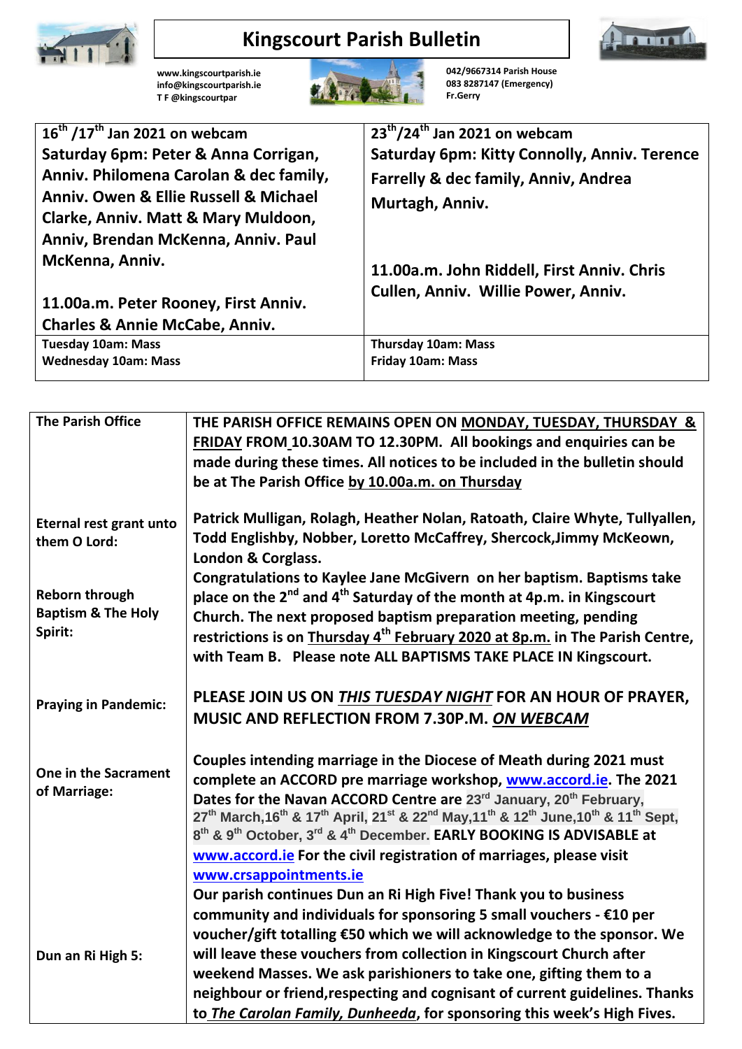# Kingscourt Parish Bulletin

www.kingscourtparish.ie
info@kingscourtparish.ie
T F @kingscourtpar

042/9667314 Parish House
083 8287147 (Emergency)
Fr.Gerry

| 16th /17th Jan 2021 on webcam | 23rd/24th Jan 2021 on webcam |
|---|---|
| **Saturday 6pm: Peter & Anna Corrigan, Anniv. Philomena Carolan & dec family, Anniv. Owen & Ellie Russell & Michael Clarke, Anniv. Matt & Mary Muldoon, Anniv, Brendan McKenna, Anniv. Paul McKenna, Anniv.**<br><br>**11.00a.m. Peter Rooney, First Anniv. Charles & Annie McCabe, Anniv.** | **Saturday 6pm: Kitty Connolly, Anniv. Terence Farrelly & dec family, Anniv, Andrea Murtagh, Anniv.**<br><br>**11.00a.m. John Riddell, First Anniv. Chris Cullen, Anniv. Willie Power, Anniv.** |
| Tuesday 10am: Mass<br>Wednesday 10am: Mass | Thursday 10am: Mass<br>Friday 10am: Mass |

| | |
|---|---|
| **The Parish Office** | **THE PARISH OFFICE REMAINS OPEN ON MONDAY, TUESDAY, THURSDAY & FRIDAY FROM 10.30AM TO 12.30PM. All bookings and enquiries can be made during these times. All notices to be included in the bulletin should be at The Parish Office by 10.00a.m. on Thursday** |
| **Eternal rest grant unto them O Lord:** | **Patrick Mulligan, Rolagh, Heather Nolan, Ratoath, Claire Whyte, Tullyallen, Todd Englishby, Nobber, Loretto McCaffrey, Shercock,Jimmy McKeown, London & Corglass.** |
| **Reborn through Baptism & The Holy Spirit:** | **Congratulations to Kaylee Jane McGivern on her baptism. Baptisms take place on the 2nd and 4th Saturday of the month at 4p.m. in Kingscourt Church. The next proposed baptism preparation meeting, pending restrictions is on Thursday 4th February 2020 at 8p.m. in The Parish Centre, with Team B. Please note ALL BAPTISMS TAKE PLACE IN Kingscourt.** |
| **Praying in Pandemic:** | **PLEASE JOIN US ON *THIS TUESDAY NIGHT* FOR AN HOUR OF PRAYER, MUSIC AND REFLECTION FROM 7.30P.M. *ON WEBCAM*** |
| **One in the Sacrament of Marriage:** | **Couples intending marriage in the Diocese of Meath during 2021 must complete an ACCORD pre marriage workshop, www.accord.ie. The 2021 Dates for the Navan ACCORD Centre are 23rd January, 20th February, 27th March,16th & 17th April, 21st & 22nd May,11th & 12th June,10th & 11th Sept, 8th & 9th October, 3rd & 4th December. EARLY BOOKING IS ADVISABLE at www.accord.ie For the civil registration of marriages, please visit www.crsappointments.ie** |
| **Dun an Ri High 5:** | **Our parish continues Dun an Ri High Five! Thank you to business community and individuals for sponsoring 5 small vouchers - €10 per voucher/gift totalling €50 which we will acknowledge to the sponsor. We will leave these vouchers from collection in Kingscourt Church after weekend Masses. We ask parishioners to take one, gifting them to a neighbour or friend,respecting and cognisant of current guidelines. Thanks to *The Carolan Family, Dunheeda*, for sponsoring this week's High Fives.** |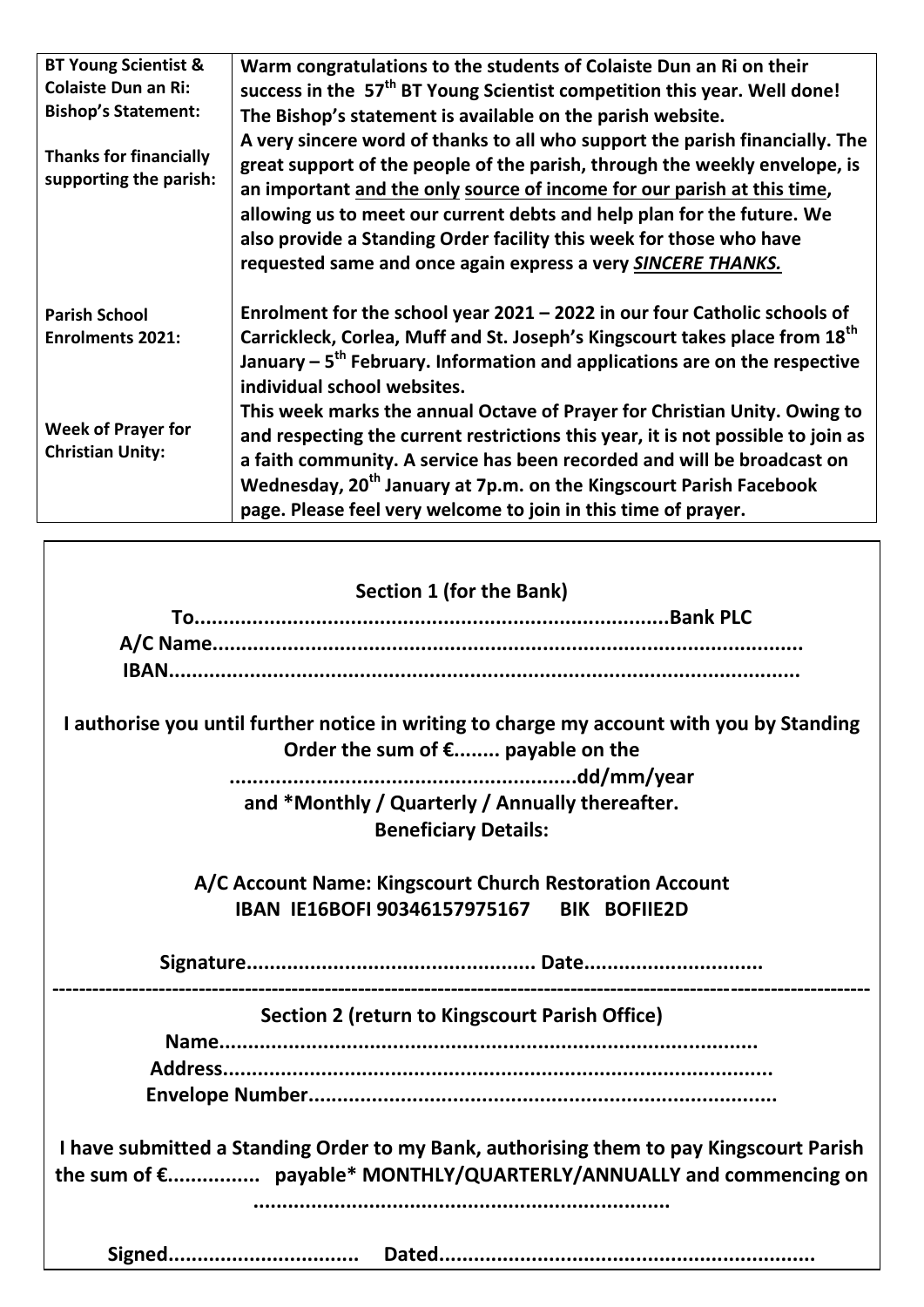| | |
|---|---|
| **BT Young Scientist & Colaiste Dun an Ri: Bishop's Statement:** | **Warm congratulations to the students of Colaiste Dun an Ri on their success in the 57th BT Young Scientist competition this year. Well done! The Bishop's statement is available on the parish website.** |
| **Thanks for financially supporting the parish:** | **A very sincere word of thanks to all who support the parish financially. The great support of the people of the parish, through the weekly envelope, is an important and the only source of income for our parish at this time, allowing us to meet our current debts and help plan for the future. We also provide a Standing Order facility this week for those who have requested same and once again express a very *SINCERE THANKS.*** |
| **Parish School Enrolments 2021:** | **Enrolment for the school year 2021 – 2022 in our four Catholic schools of Carrickleck, Corlea, Muff and St. Joseph's Kingscourt takes place from 18th January – 5th February. Information and applications are on the respective individual school websites.** |
| **Week of Prayer for Christian Unity:** | **This week marks the annual Octave of Prayer for Christian Unity. Owing to and respecting the current restrictions this year, it is not possible to join as a faith community. A service has been recorded and will be broadcast on Wednesday, 20th January at 7p.m. on the Kingscourt Parish Facebook page. Please feel very welcome to join in this time of prayer.** |

**Section 1 (for the Bank)**

**To...............................................................................Bank PLC**

**A/C Name...................................................................................................**

**IBAN.........................................................................................................**

**I authorise you until further notice in writing to charge my account with you by Standing Order the sum of €........ payable on the**

**...........................................................dd/mm/year**

**and *Monthly / Quarterly / Annually thereafter.**

**Beneficiary Details:**

**A/C Account Name: Kingscourt Church Restoration Account**

**IBAN IE16BOFI 90346157975167 BIK BOFIIE2D**

**Signature................................................ Date..............................**

---

**Section 2 (return to Kingscourt Parish Office)**

**Name..........................................................................................**

**Address............................................................................................**

**Envelope Number..............................................................................**

**I have submitted a Standing Order to my Bank, authorising them to pay Kingscourt Parish the sum of €................ payable* MONTHLY/QUARTERLY/ANNUALLY and commencing on**

**.....................................................................**

**Signed................................ Dated..............................................................**